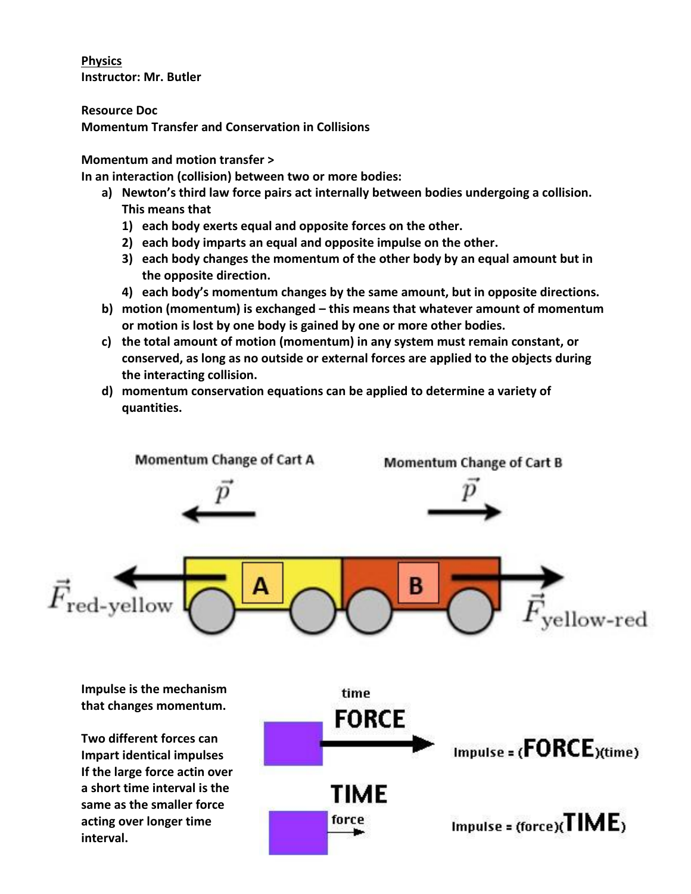**Physics**
**Instructor: Mr. Butler**

**Resource Doc**
**Momentum Transfer and Conservation in Collisions**

**Momentum and motion transfer >**
**In an interaction (collision) between two or more bodies:**

a) **Newton's third law force pairs act internally between bodies undergoing a collision. This means that**
   1) **each body exerts equal and opposite forces on the other.**
   2) **each body imparts an equal and opposite impulse on the other.**
   3) **each body changes the momentum of the other body by an equal amount but in the opposite direction.**
   4) **each body's momentum changes by the same amount, but in opposite directions.**

b) **motion (momentum) is exchanged – this means that whatever amount of momentum or motion is lost by one body is gained by one or more other bodies.**

c) **the total amount of motion (momentum) in any system must remain constant, or conserved, as long as no outside or external forces are applied to the objects during the interacting collision.**

d) **momentum conservation equations can be applied to determine a variety of quantities.**

Momentum Change of Cart A $\vec{p}$

Momentum Change of Cart B $\vec{p}$

$\vec{F}_{\text{red-yellow}}$ A B $\vec{F}_{\text{yellow-red}}$

**Impulse is the mechanism that changes momentum.**

**Two different forces can Impart identical impulses If the large force actin over a short time interval is the same as the smaller force acting over longer time interval.**

time
FORCE

Impulse = (FORCE)(time)

TIME
force

Impulse = (force)(TIME)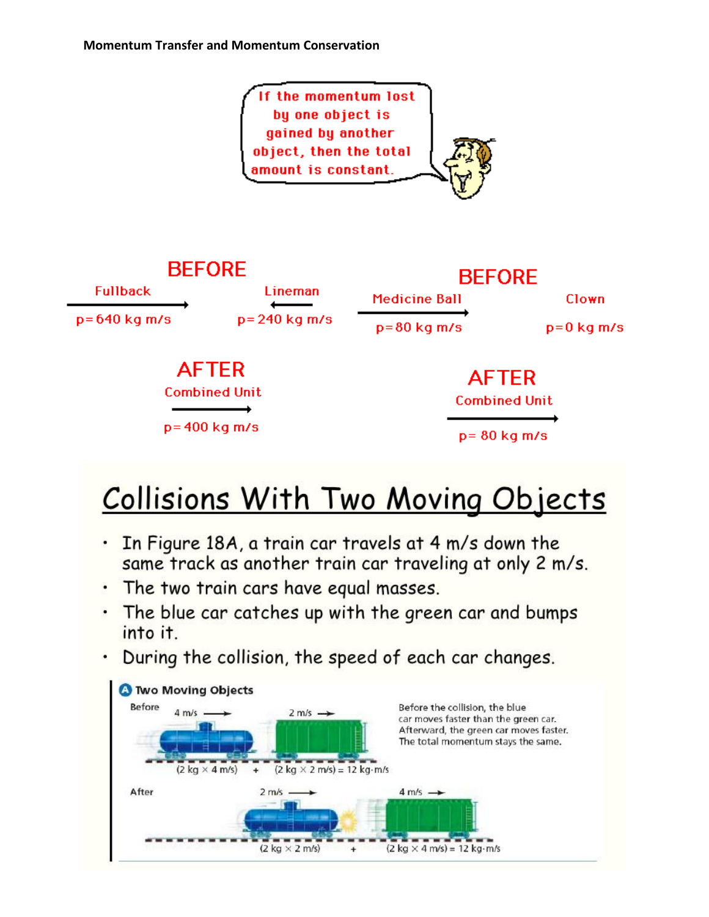**Momentum Transfer and Momentum Conservation**

If the momentum lost by one object is gained by another object, then the total amount is constant.

**BEFORE**

Fullback → p= 640 kg m/s

Lineman ← p= 240 kg m/s

**AFTER**

Combined Unit → p= 400 kg m/s

**BEFORE**

Medicine Ball → p=80 kg m/s

Clown p=0 kg m/s

**AFTER**

Combined Unit → p= 80 kg m/s

# Collisions With Two Moving Objects

- In Figure 18A, a train car travels at 4 m/s down the same track as another train car traveling at only 2 m/s.
- The two train cars have equal masses.
- The blue car catches up with the green car and bumps into it.
- During the collision, the speed of each car changes.

**A Two Moving Objects**

Before: 4 m/s → 2 m/s →

(2 kg × 4 m/s) + (2 kg × 2 m/s) = 12 kg·m/s

After: 2 m/s → 4 m/s →

(2 kg × 2 m/s) + (2 kg × 4 m/s) = 12 kg·m/s

Before the collision, the blue car moves faster than the green car. Afterward, the green car moves faster. The total momentum stays the same.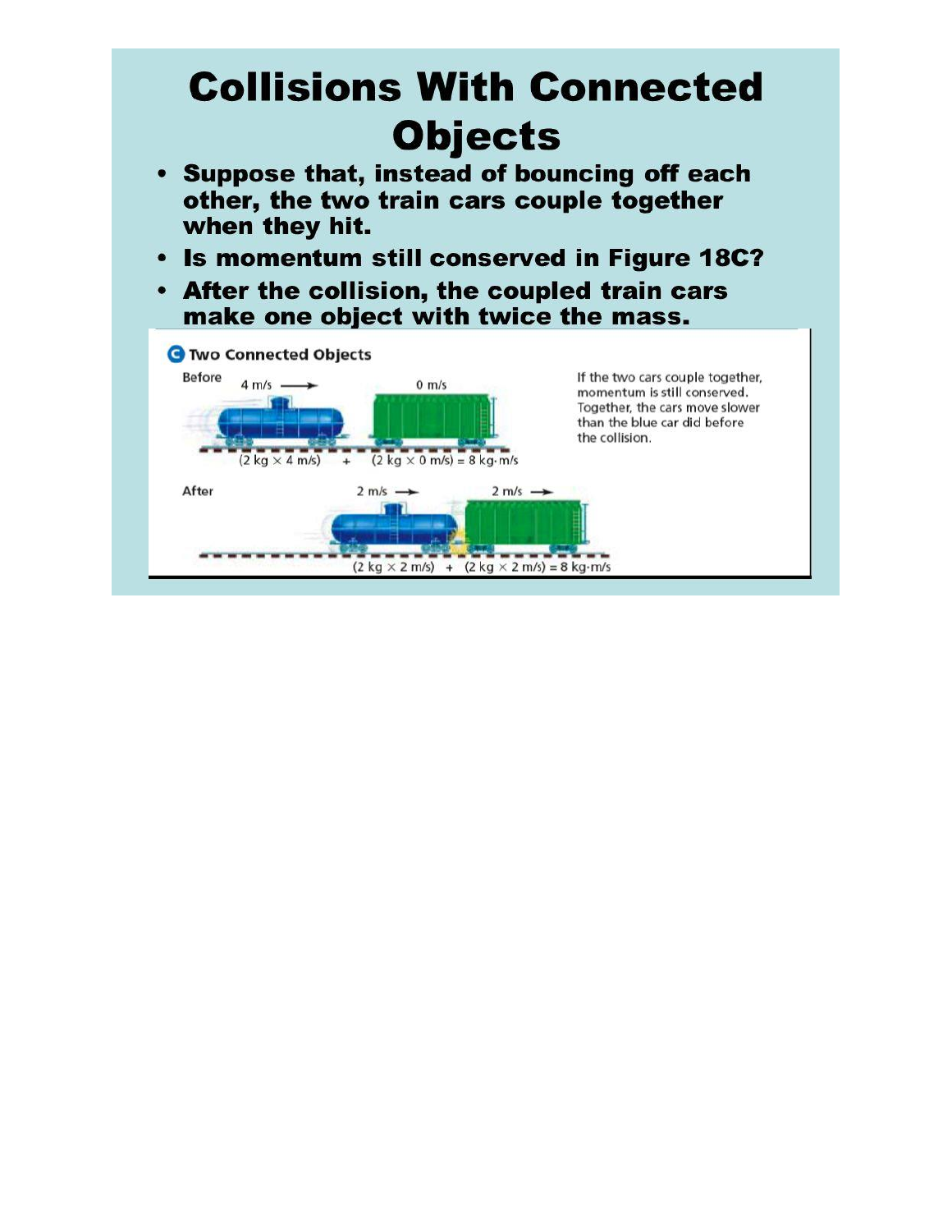# Collisions With Connected Objects

- **Suppose that, instead of bouncing off each other, the two train cars couple together when they hit.**
- **Is momentum still conserved in Figure 18C?**
- **After the collision, the coupled train cars make one object with twice the mass.**

**C Two Connected Objects**

Before

4 m/s →

0 m/s

(2 kg × 4 m/s) + (2 kg × 0 m/s) = 8 kg·m/s

After

2 m/s →

2 m/s →

(2 kg × 2 m/s) + (2 kg × 2 m/s) = 8 kg·m/s

If the two cars couple together, momentum is still conserved. Together, the cars move slower than the blue car did before the collision.